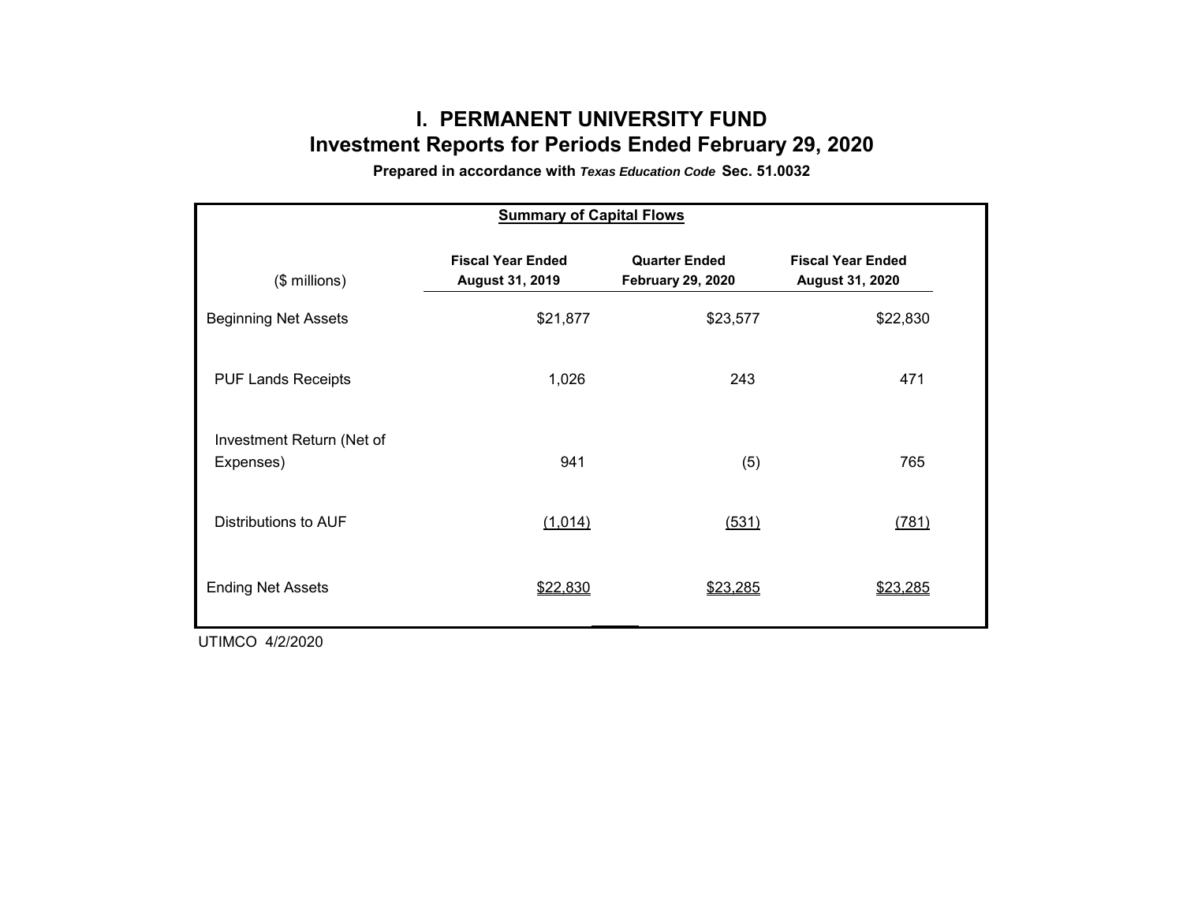# I. PERMANENT UNIVERSITY FUND

## Investment Reports for Periods Ended February 29, 2020

**Prepared in accordance with *Texas Education Code* Sec. 51.0032**

**Summary of Capital Flows**

| ($ millions) | Fiscal Year Ended August 31, 2019 | Quarter Ended February 29, 2020 | Fiscal Year Ended August 31, 2020 |
|---|---|---|---|
| Beginning Net Assets | $21,877 | $23,577 | $22,830 |
| PUF Lands Receipts | 1,026 | 243 | 471 |
| Investment Return (Net of Expenses) | 941 | (5) | 765 |
| Distributions to AUF | (1,014) | (531) | (781) |
| Ending Net Assets | $22,830 | $23,285 | $23,285 |

UTIMCO 4/2/2020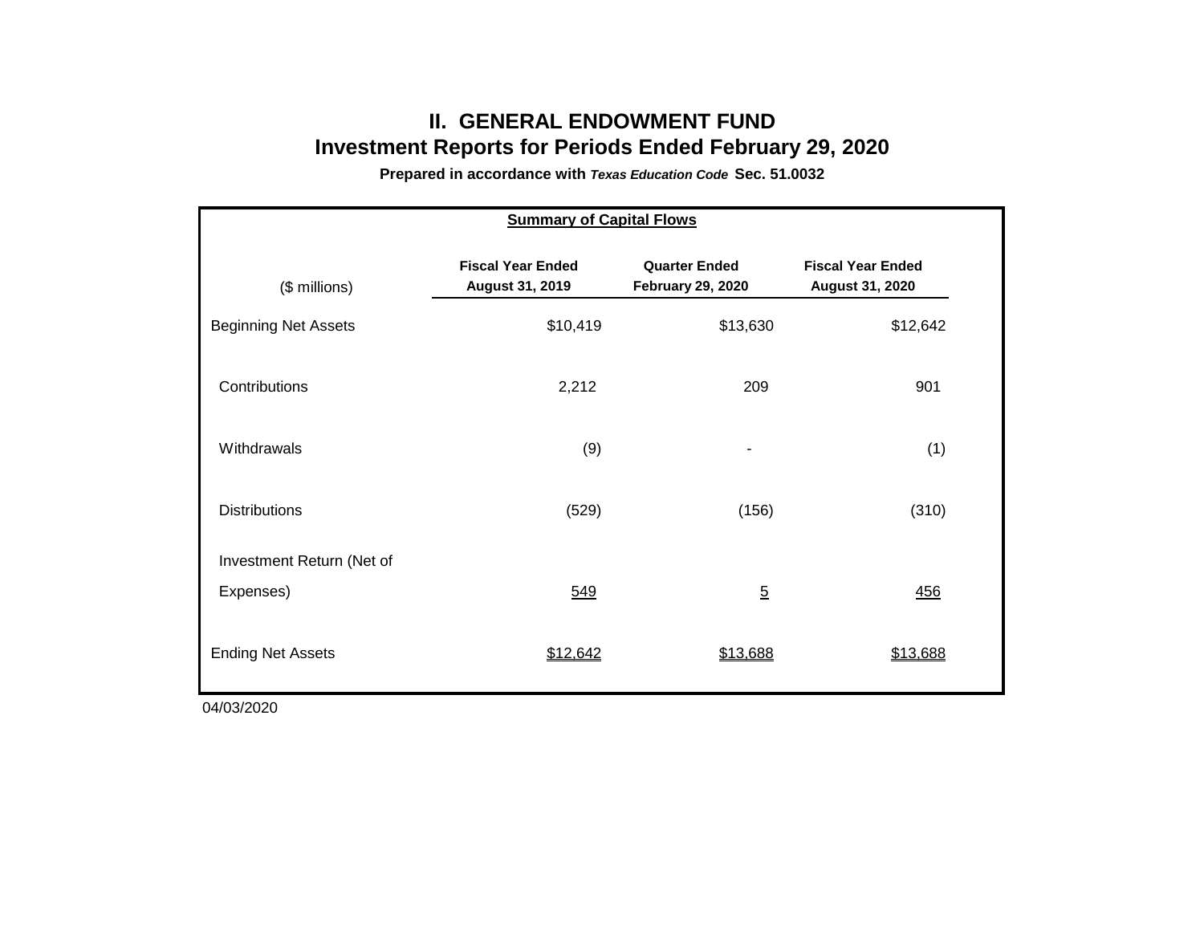# II. GENERAL ENDOWMENT FUND

## Investment Reports for Periods Ended February 29, 2020

**Prepared in accordance with *Texas Education Code* Sec. 51.0032**

**Summary of Capital Flows**

| ($ millions) | Fiscal Year Ended August 31, 2019 | Quarter Ended February 29, 2020 | Fiscal Year Ended August 31, 2020 |
|---|---|---|---|
| Beginning Net Assets | $10,419 | $13,630 | $12,642 |
| Contributions | 2,212 | 209 | 901 |
| Withdrawals | (9) | - | (1) |
| Distributions | (529) | (156) | (310) |
| Investment Return (Net of Expenses) | 549 | 5 | 456 |
| Ending Net Assets | $12,642 | $13,688 | $13,688 |

04/03/2020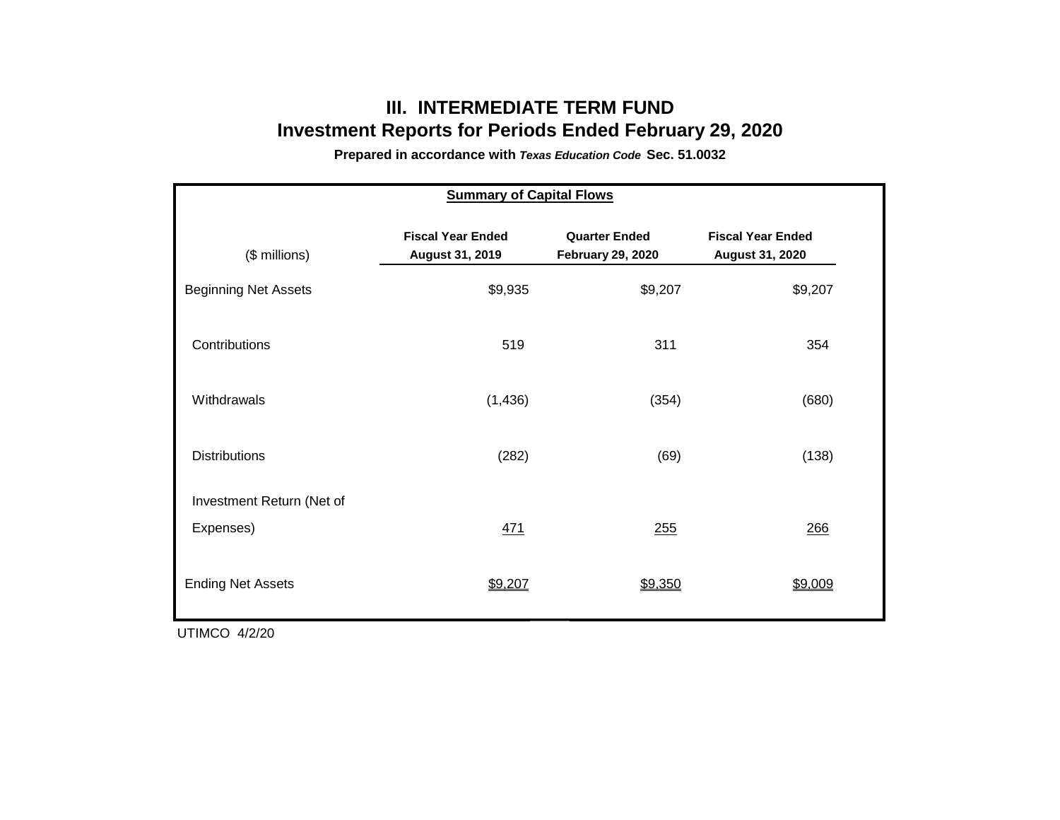# III. INTERMEDIATE TERM FUND

## Investment Reports for Periods Ended February 29, 2020

**Prepared in accordance with *Texas Education Code* Sec. 51.0032**

**Summary of Capital Flows**

| ($ millions) | Fiscal Year Ended August 31, 2019 | Quarter Ended February 29, 2020 | Fiscal Year Ended August 31, 2020 |
|---|---|---|---|
| Beginning Net Assets | $9,935 | $9,207 | $9,207 |
| Contributions | 519 | 311 | 354 |
| Withdrawals | (1,436) | (354) | (680) |
| Distributions | (282) | (69) | (138) |
| Investment Return (Net of Expenses) | 471 | 255 | 266 |
| Ending Net Assets | $9,207 | $9,350 | $9,009 |

UTIMCO 4/2/20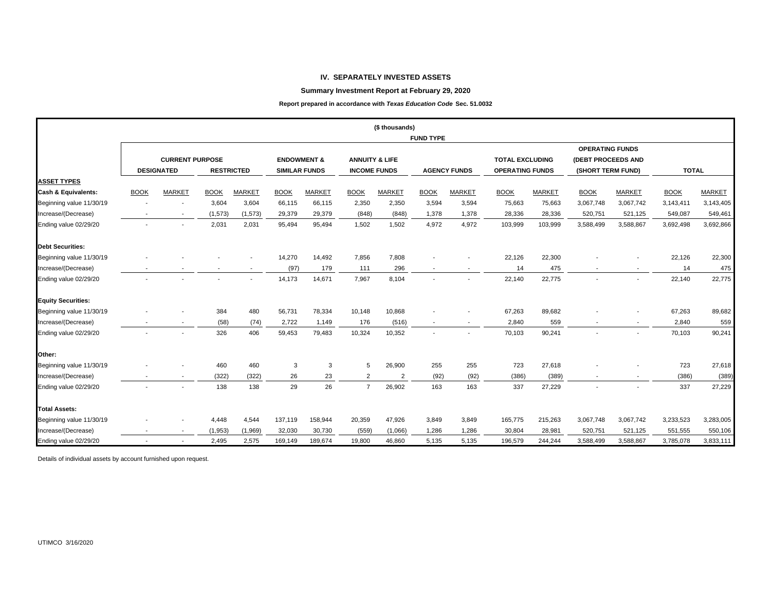**IV. SEPARATELY INVESTED ASSETS**

**Summary Investment Report at February 29, 2020**

**Report prepared in accordance with *Texas Education Code* Sec. 51.0032**

($ thousands)

| | FUND TYPE | | | | | | | | | | | | | | | |
|---|---|---|---|---|---|---|---|---|---|---|---|---|---|---|---|---|
| | CURRENT PURPOSE DESIGNATED | | CURRENT PURPOSE RESTRICTED | | ENDOWMENT & SIMILAR FUNDS | | ANNUITY & LIFE INCOME FUNDS | | AGENCY FUNDS | | TOTAL EXCLUDING OPERATING FUNDS | | OPERATING FUNDS (DEBT PROCEEDS AND (SHORT TERM FUND) | | TOTAL | |
| **ASSET TYPES** | | | | | | | | | | | | | | | | |
| **Cash & Equivalents:** | BOOK | MARKET | BOOK | MARKET | BOOK | MARKET | BOOK | MARKET | BOOK | MARKET | BOOK | MARKET | BOOK | MARKET | BOOK | MARKET |
| Beginning value 11/30/19 | - | - | 3,604 | 3,604 | 66,115 | 66,115 | 2,350 | 2,350 | 3,594 | 3,594 | 75,663 | 75,663 | 3,067,748 | 3,067,742 | 3,143,411 | 3,143,405 |
| Increase/(Decrease) | - | - | (1,573) | (1,573) | 29,379 | 29,379 | (848) | (848) | 1,378 | 1,378 | 28,336 | 28,336 | 520,751 | 521,125 | 549,087 | 549,461 |
| Ending value 02/29/20 | - | - | 2,031 | 2,031 | 95,494 | 95,494 | 1,502 | 1,502 | 4,972 | 4,972 | 103,999 | 103,999 | 3,588,499 | 3,588,867 | 3,692,498 | 3,692,866 |
| **Debt Securities:** | | | | | | | | | | | | | | | | |
| Beginning value 11/30/19 | - | - | - | - | 14,270 | 14,492 | 7,856 | 7,808 | - | - | 22,126 | 22,300 | - | - | 22,126 | 22,300 |
| Increase/(Decrease) | - | - | - | - | (97) | 179 | 111 | 296 | - | - | 14 | 475 | - | - | 14 | 475 |
| Ending value 02/29/20 | - | - | - | - | 14,173 | 14,671 | 7,967 | 8,104 | - | - | 22,140 | 22,775 | - | - | 22,140 | 22,775 |
| **Equity Securities:** | | | | | | | | | | | | | | | | |
| Beginning value 11/30/19 | - | - | 384 | 480 | 56,731 | 78,334 | 10,148 | 10,868 | - | - | 67,263 | 89,682 | - | - | 67,263 | 89,682 |
| Increase/(Decrease) | - | - | (58) | (74) | 2,722 | 1,149 | 176 | (516) | - | - | 2,840 | 559 | - | - | 2,840 | 559 |
| Ending value 02/29/20 | - | - | 326 | 406 | 59,453 | 79,483 | 10,324 | 10,352 | - | - | 70,103 | 90,241 | - | - | 70,103 | 90,241 |
| **Other:** | | | | | | | | | | | | | | | | |
| Beginning value 11/30/19 | - | - | 460 | 460 | 3 | 3 | 5 | 26,900 | 255 | 255 | 723 | 27,618 | - | - | 723 | 27,618 |
| Increase/(Decrease) | - | - | (322) | (322) | 26 | 23 | 2 | 2 | (92) | (92) | (386) | (389) | - | - | (386) | (389) |
| Ending value 02/29/20 | - | - | 138 | 138 | 29 | 26 | 7 | 26,902 | 163 | 163 | 337 | 27,229 | - | - | 337 | 27,229 |
| **Total Assets:** | | | | | | | | | | | | | | | | |
| Beginning value 11/30/19 | - | - | 4,448 | 4,544 | 137,119 | 158,944 | 20,359 | 47,926 | 3,849 | 3,849 | 165,775 | 215,263 | 3,067,748 | 3,067,742 | 3,233,523 | 3,283,005 |
| Increase/(Decrease) | - | - | (1,953) | (1,969) | 32,030 | 30,730 | (559) | (1,066) | 1,286 | 1,286 | 30,804 | 28,981 | 520,751 | 521,125 | 551,555 | 550,106 |
| Ending value 02/29/20 | - | - | 2,495 | 2,575 | 169,149 | 189,674 | 19,800 | 46,860 | 5,135 | 5,135 | 196,579 | 244,244 | 3,588,499 | 3,588,867 | 3,785,078 | 3,833,111 |

Details of individual assets by account furnished upon request.

UTIMCO 3/16/2020